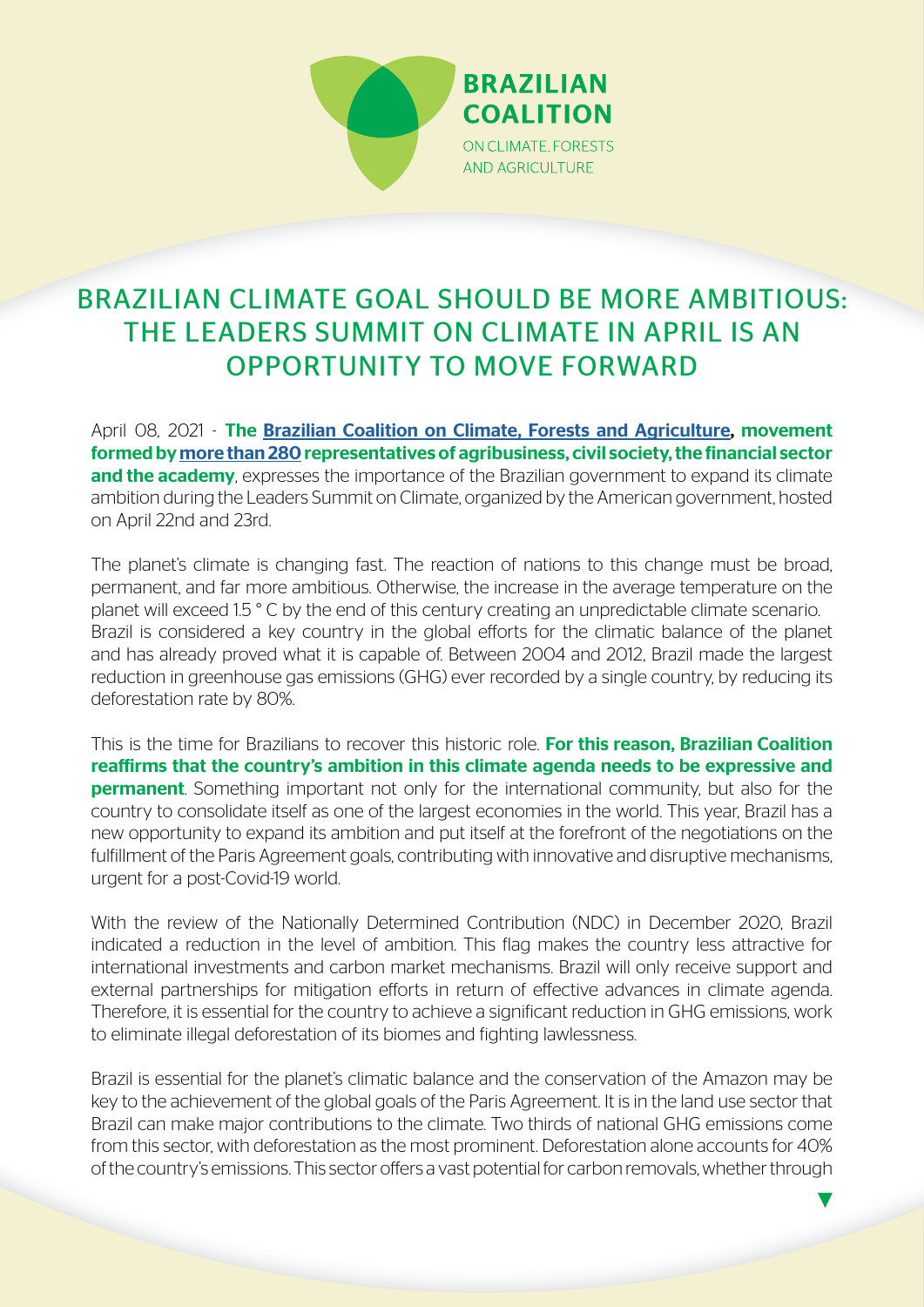**BRAZILIAN COALITION**

ON CLIMATE, FORESTS AND AGRICULTURE

# BRAZILIAN CLIMATE GOAL SHOULD BE MORE AMBITIOUS: THE LEADERS SUMMIT ON CLIMATE IN APRIL IS AN OPPORTUNITY TO MOVE FORWARD

April 08, 2021 - **The Brazilian Coalition on Climate, Forests and Agriculture, movement formed by more than 280 representatives of agribusiness, civil society, the financial sector and the academy**, expresses the importance of the Brazilian government to expand its climate ambition during the Leaders Summit on Climate, organized by the American government, hosted on April 22nd and 23rd.

The planet's climate is changing fast. The reaction of nations to this change must be broad, permanent, and far more ambitious. Otherwise, the increase in the average temperature on the planet will exceed 1.5 ° C by the end of this century creating an unpredictable climate scenario. Brazil is considered a key country in the global efforts for the climatic balance of the planet and has already proved what it is capable of. Between 2004 and 2012, Brazil made the largest reduction in greenhouse gas emissions (GHG) ever recorded by a single country, by reducing its deforestation rate by 80%.

This is the time for Brazilians to recover this historic role. **For this reason, Brazilian Coalition reaffirms that the country's ambition in this climate agenda needs to be expressive and permanent**. Something important not only for the international community, but also for the country to consolidate itself as one of the largest economies in the world. This year, Brazil has a new opportunity to expand its ambition and put itself at the forefront of the negotiations on the fulfillment of the Paris Agreement goals, contributing with innovative and disruptive mechanisms, urgent for a post-Covid-19 world.

With the review of the Nationally Determined Contribution (NDC) in December 2020, Brazil indicated a reduction in the level of ambition. This flag makes the country less attractive for international investments and carbon market mechanisms. Brazil will only receive support and external partnerships for mitigation efforts in return of effective advances in climate agenda. Therefore, it is essential for the country to achieve a significant reduction in GHG emissions, work to eliminate illegal deforestation of its biomes and fighting lawlessness.

Brazil is essential for the planet's climatic balance and the conservation of the Amazon may be key to the achievement of the global goals of the Paris Agreement. It is in the land use sector that Brazil can make major contributions to the climate. Two thirds of national GHG emissions come from this sector, with deforestation as the most prominent. Deforestation alone accounts for 40% of the country's emissions. This sector offers a vast potential for carbon removals, whether through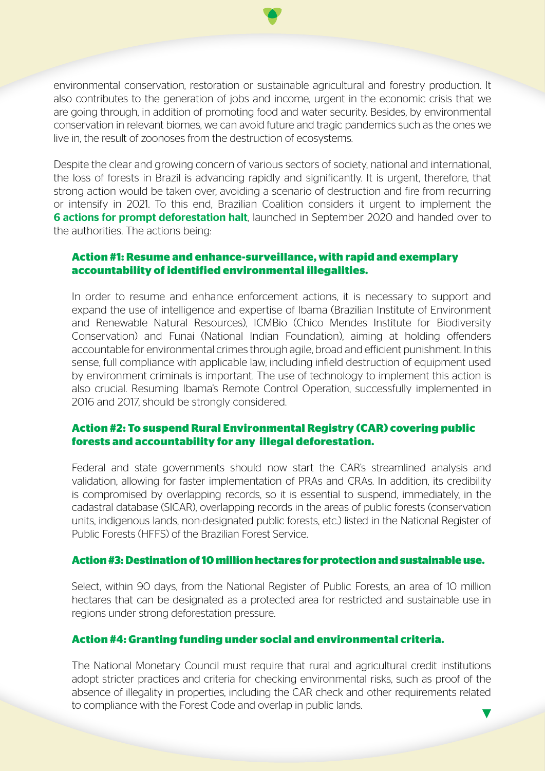environmental conservation, restoration or sustainable agricultural and forestry production. It also contributes to the generation of jobs and income, urgent in the economic crisis that we are going through, in addition of promoting food and water security. Besides, by environmental conservation in relevant biomes, we can avoid future and tragic pandemics such as the ones we live in, the result of zoonoses from the destruction of ecosystems.

Despite the clear and growing concern of various sectors of society, national and international, the loss of forests in Brazil is advancing rapidly and significantly. It is urgent, therefore, that strong action would be taken over, avoiding a scenario of destruction and fire from recurring or intensify in 2021. To this end, Brazilian Coalition considers it urgent to implement the **6 actions for prompt deforestation halt**, launched in September 2020 and handed over to the authorities. The actions being:

### Action #1: Resume and enhance-surveillance, with rapid and exemplary accountability of identified environmental illegalities.

In order to resume and enhance enforcement actions, it is necessary to support and expand the use of intelligence and expertise of Ibama (Brazilian Institute of Environment and Renewable Natural Resources), ICMBio (Chico Mendes Institute for Biodiversity Conservation) and Funai (National Indian Foundation), aiming at holding offenders accountable for environmental crimes through agile, broad and efficient punishment. In this sense, full compliance with applicable law, including infield destruction of equipment used by environment criminals is important. The use of technology to implement this action is also crucial. Resuming Ibama's Remote Control Operation, successfully implemented in 2016 and 2017, should be strongly considered.

### Action #2: To suspend Rural Environmental Registry (CAR) covering public forests and accountability for any illegal deforestation.

Federal and state governments should now start the CAR's streamlined analysis and validation, allowing for faster implementation of PRAs and CRAs. In addition, its credibility is compromised by overlapping records, so it is essential to suspend, immediately, in the cadastral database (SICAR), overlapping records in the areas of public forests (conservation units, indigenous lands, non-designated public forests, etc.) listed in the National Register of Public Forests (HFFS) of the Brazilian Forest Service.

### Action #3: Destination of 10 million hectares for protection and sustainable use.

Select, within 90 days, from the National Register of Public Forests, an area of 10 million hectares that can be designated as a protected area for restricted and sustainable use in regions under strong deforestation pressure.

### Action #4: Granting funding under social and environmental criteria.

The National Monetary Council must require that rural and agricultural credit institutions adopt stricter practices and criteria for checking environmental risks, such as proof of the absence of illegality in properties, including the CAR check and other requirements related to compliance with the Forest Code and overlap in public lands.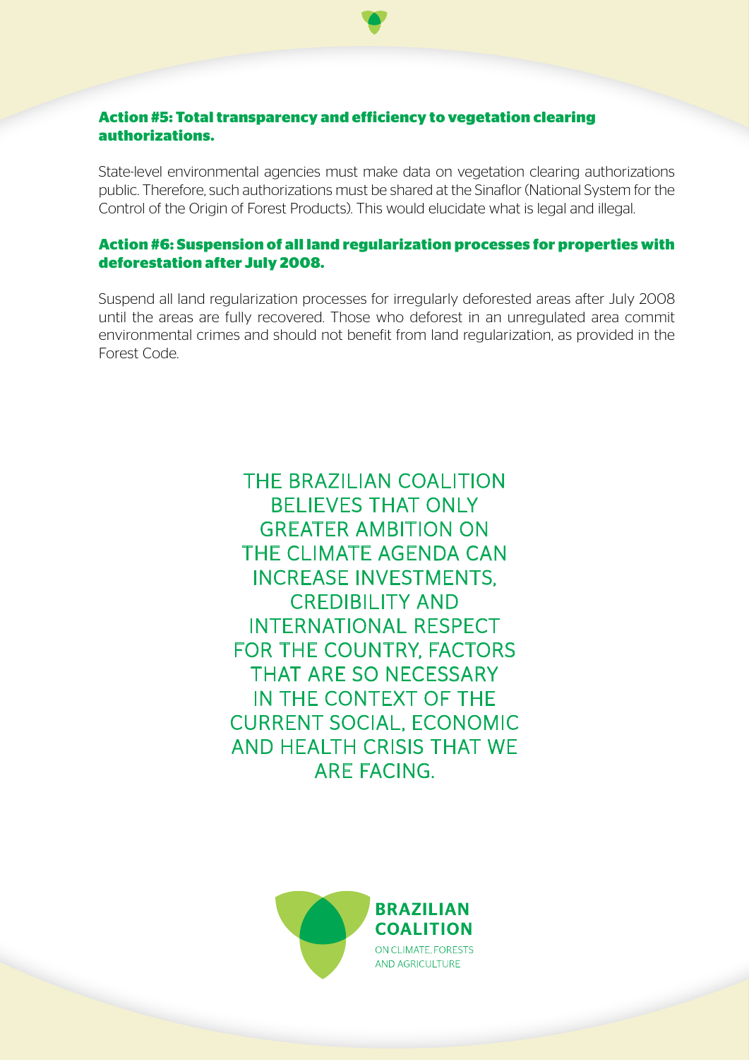### Action #5: Total transparency and efficiency to vegetation clearing authorizations.

State-level environmental agencies must make data on vegetation clearing authorizations public. Therefore, such authorizations must be shared at the Sinaflor (National System for the Control of the Origin of Forest Products). This would elucidate what is legal and illegal.

### Action #6: Suspension of all land regularization processes for properties with deforestation after July 2008.

Suspend all land regularization processes for irregularly deforested areas after July 2008 until the areas are fully recovered. Those who deforest in an unregulated area commit environmental crimes and should not benefit from land regularization, as provided in the Forest Code.

THE BRAZILIAN COALITION BELIEVES THAT ONLY GREATER AMBITION ON THE CLIMATE AGENDA CAN INCREASE INVESTMENTS, CREDIBILITY AND INTERNATIONAL RESPECT FOR THE COUNTRY, FACTORS THAT ARE SO NECESSARY IN THE CONTEXT OF THE CURRENT SOCIAL, ECONOMIC AND HEALTH CRISIS THAT WE ARE FACING.

**BRAZILIAN COALITION**
ON CLIMATE, FORESTS AND AGRICULTURE